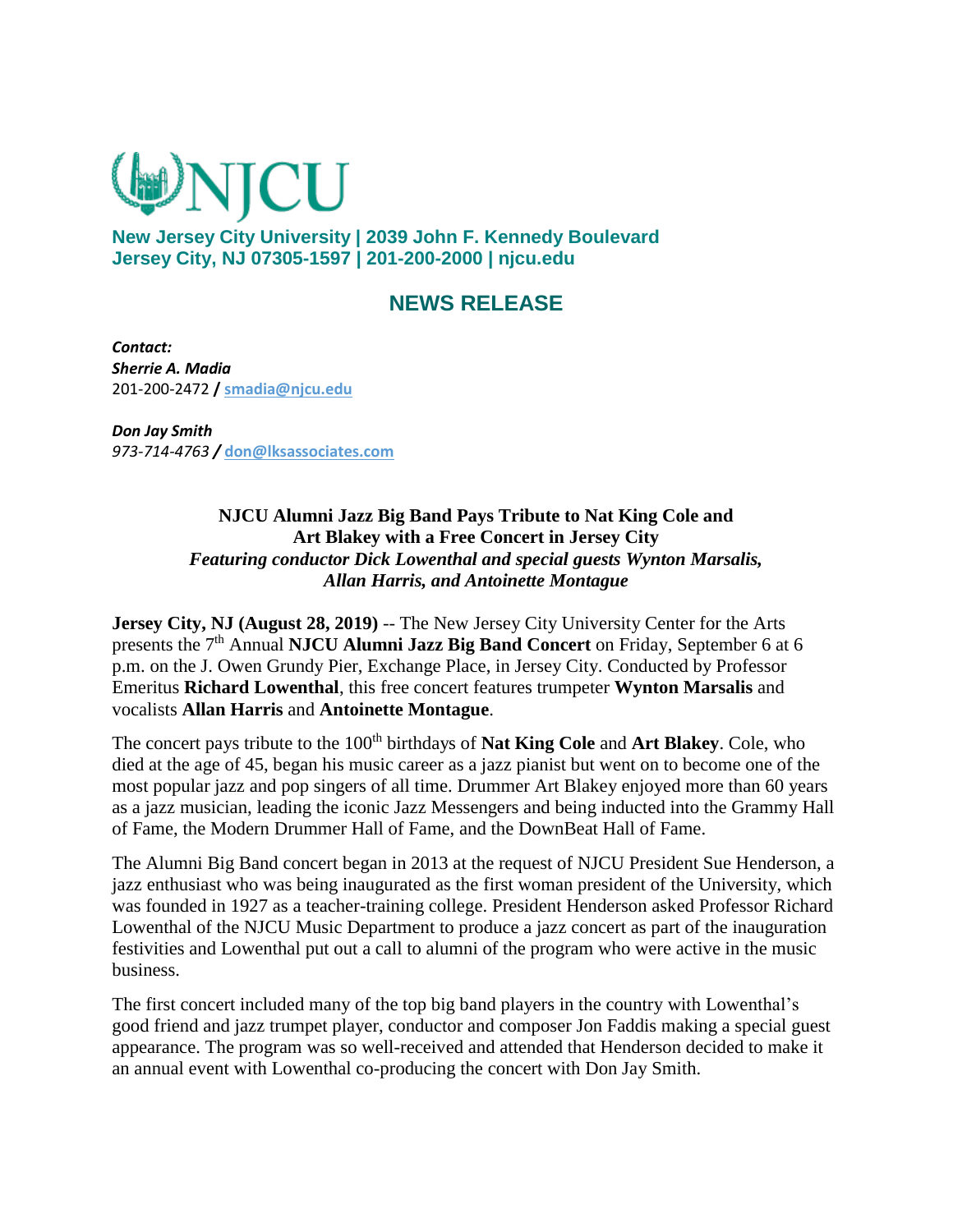# NJCU

**New Jersey City University | 2039 John F. Kennedy Boulevard**
**Jersey City, NJ 07305-1597 | 201-200-2000 | njcu.edu**

## NEWS RELEASE

***Contact:***
***Sherrie A. Madia***
201-200-2472 **/** smadia@njcu.edu

***Don Jay Smith***
*973-714-4763* ***/*** don@lksassociates.com

**NJCU Alumni Jazz Big Band Pays Tribute to Nat King Cole and Art Blakey with a Free Concert in Jersey City**
***Featuring conductor Dick Lowenthal and special guests Wynton Marsalis, Allan Harris, and Antoinette Montague***

**Jersey City, NJ (August 28, 2019)** -- The New Jersey City University Center for the Arts presents the 7th Annual **NJCU Alumni Jazz Big Band Concert** on Friday, September 6 at 6 p.m. on the J. Owen Grundy Pier, Exchange Place, in Jersey City. Conducted by Professor Emeritus **Richard Lowenthal**, this free concert features trumpeter **Wynton Marsalis** and vocalists **Allan Harris** and **Antoinette Montague**.

The concert pays tribute to the 100th birthdays of **Nat King Cole** and **Art Blakey**. Cole, who died at the age of 45, began his music career as a jazz pianist but went on to become one of the most popular jazz and pop singers of all time. Drummer Art Blakey enjoyed more than 60 years as a jazz musician, leading the iconic Jazz Messengers and being inducted into the Grammy Hall of Fame, the Modern Drummer Hall of Fame, and the DownBeat Hall of Fame.

The Alumni Big Band concert began in 2013 at the request of NJCU President Sue Henderson, a jazz enthusiast who was being inaugurated as the first woman president of the University, which was founded in 1927 as a teacher-training college. President Henderson asked Professor Richard Lowenthal of the NJCU Music Department to produce a jazz concert as part of the inauguration festivities and Lowenthal put out a call to alumni of the program who were active in the music business.

The first concert included many of the top big band players in the country with Lowenthal's good friend and jazz trumpet player, conductor and composer Jon Faddis making a special guest appearance. The program was so well-received and attended that Henderson decided to make it an annual event with Lowenthal co-producing the concert with Don Jay Smith.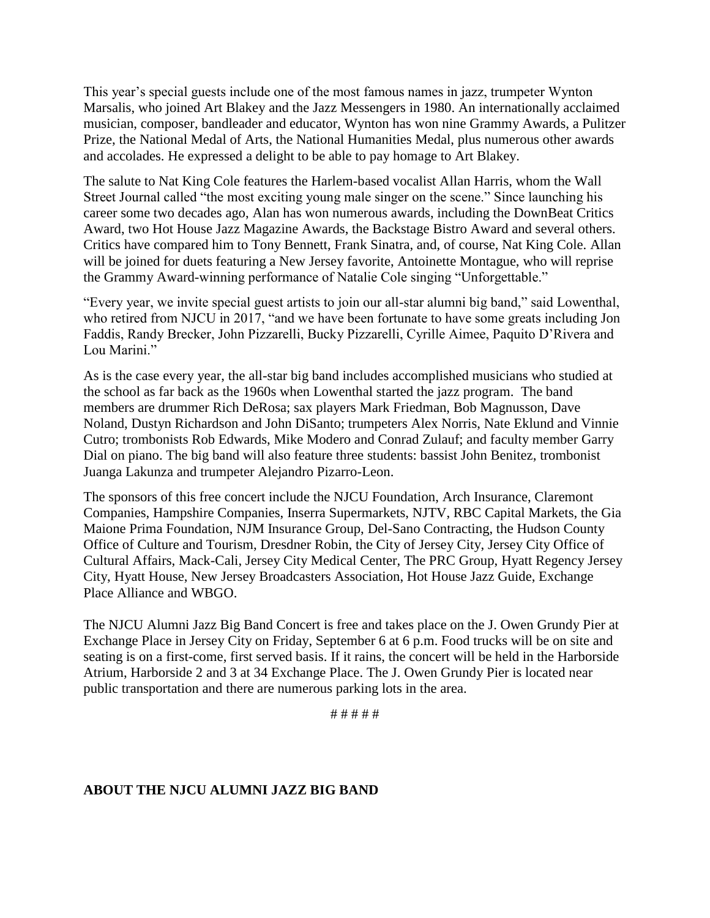This year's special guests include one of the most famous names in jazz, trumpeter Wynton Marsalis, who joined Art Blakey and the Jazz Messengers in 1980. An internationally acclaimed musician, composer, bandleader and educator, Wynton has won nine Grammy Awards, a Pulitzer Prize, the National Medal of Arts, the National Humanities Medal, plus numerous other awards and accolades. He expressed a delight to be able to pay homage to Art Blakey.

The salute to Nat King Cole features the Harlem-based vocalist Allan Harris, whom the Wall Street Journal called "the most exciting young male singer on the scene." Since launching his career some two decades ago, Alan has won numerous awards, including the DownBeat Critics Award, two Hot House Jazz Magazine Awards, the Backstage Bistro Award and several others. Critics have compared him to Tony Bennett, Frank Sinatra, and, of course, Nat King Cole. Allan will be joined for duets featuring a New Jersey favorite, Antoinette Montague, who will reprise the Grammy Award-winning performance of Natalie Cole singing "Unforgettable."

"Every year, we invite special guest artists to join our all-star alumni big band," said Lowenthal, who retired from NJCU in 2017, "and we have been fortunate to have some greats including Jon Faddis, Randy Brecker, John Pizzarelli, Bucky Pizzarelli, Cyrille Aimee, Paquito D'Rivera and Lou Marini."

As is the case every year, the all-star big band includes accomplished musicians who studied at the school as far back as the 1960s when Lowenthal started the jazz program. The band members are drummer Rich DeRosa; sax players Mark Friedman, Bob Magnusson, Dave Noland, Dustyn Richardson and John DiSanto; trumpeters Alex Norris, Nate Eklund and Vinnie Cutro; trombonists Rob Edwards, Mike Modero and Conrad Zulauf; and faculty member Garry Dial on piano. The big band will also feature three students: bassist John Benitez, trombonist Juanga Lakunza and trumpeter Alejandro Pizarro-Leon.

The sponsors of this free concert include the NJCU Foundation, Arch Insurance, Claremont Companies, Hampshire Companies, Inserra Supermarkets, NJTV, RBC Capital Markets, the Gia Maione Prima Foundation, NJM Insurance Group, Del-Sano Contracting, the Hudson County Office of Culture and Tourism, Dresdner Robin, the City of Jersey City, Jersey City Office of Cultural Affairs, Mack-Cali, Jersey City Medical Center, The PRC Group, Hyatt Regency Jersey City, Hyatt House, New Jersey Broadcasters Association, Hot House Jazz Guide, Exchange Place Alliance and WBGO.

The NJCU Alumni Jazz Big Band Concert is free and takes place on the J. Owen Grundy Pier at Exchange Place in Jersey City on Friday, September 6 at 6 p.m. Food trucks will be on site and seating is on a first-come, first served basis. If it rains, the concert will be held in the Harborside Atrium, Harborside 2 and 3 at 34 Exchange Place. The J. Owen Grundy Pier is located near public transportation and there are numerous parking lots in the area.

# # # # #

**ABOUT THE NJCU ALUMNI JAZZ BIG BAND**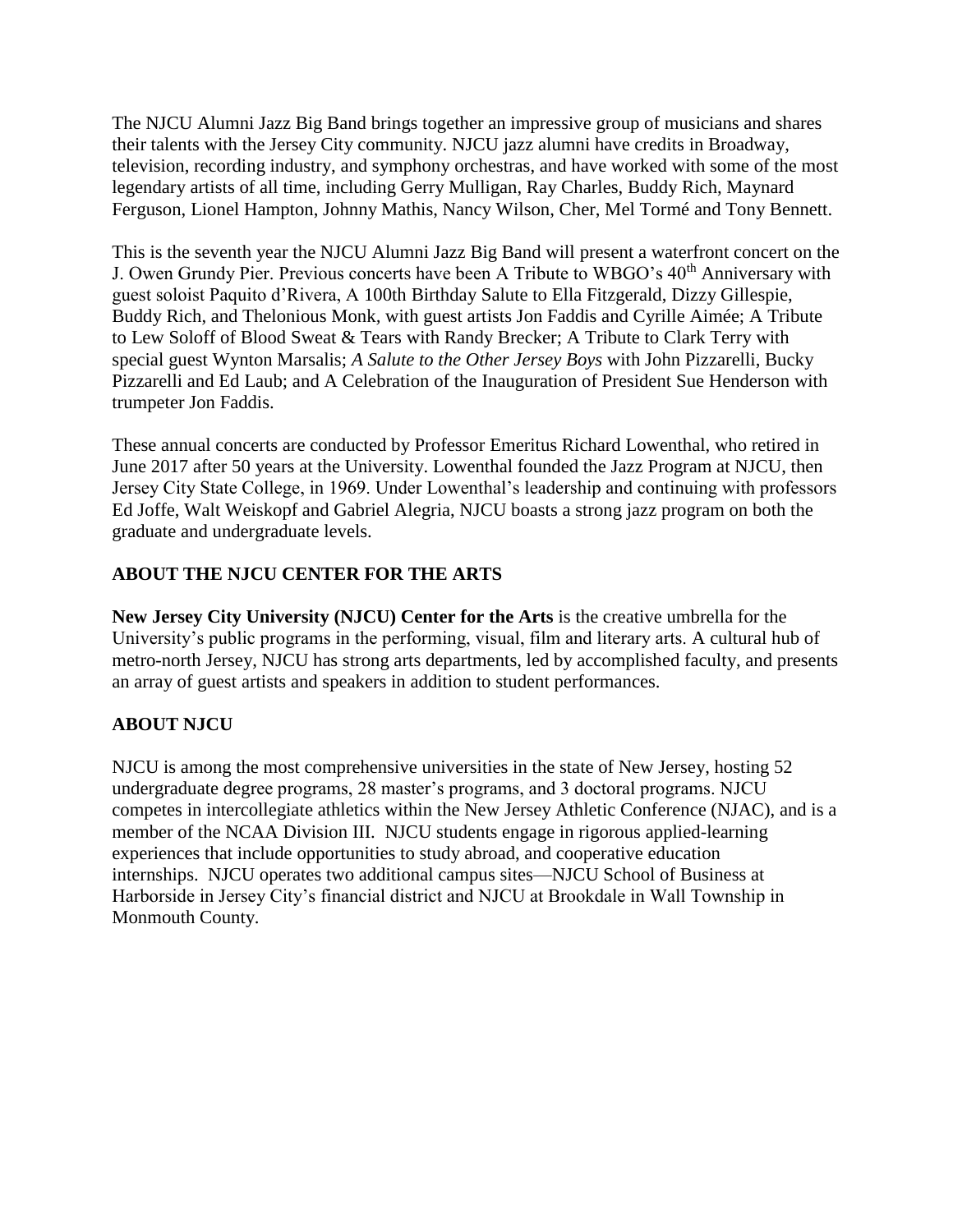The NJCU Alumni Jazz Big Band brings together an impressive group of musicians and shares their talents with the Jersey City community. NJCU jazz alumni have credits in Broadway, television, recording industry, and symphony orchestras, and have worked with some of the most legendary artists of all time, including Gerry Mulligan, Ray Charles, Buddy Rich, Maynard Ferguson, Lionel Hampton, Johnny Mathis, Nancy Wilson, Cher, Mel Tormé and Tony Bennett.

This is the seventh year the NJCU Alumni Jazz Big Band will present a waterfront concert on the J. Owen Grundy Pier. Previous concerts have been A Tribute to WBGO's 40th Anniversary with guest soloist Paquito d'Rivera, A 100th Birthday Salute to Ella Fitzgerald, Dizzy Gillespie, Buddy Rich, and Thelonious Monk, with guest artists Jon Faddis and Cyrille Aimée; A Tribute to Lew Soloff of Blood Sweat & Tears with Randy Brecker; A Tribute to Clark Terry with special guest Wynton Marsalis; *A Salute to the Other Jersey Boys* with John Pizzarelli, Bucky Pizzarelli and Ed Laub; and A Celebration of the Inauguration of President Sue Henderson with trumpeter Jon Faddis.

These annual concerts are conducted by Professor Emeritus Richard Lowenthal, who retired in June 2017 after 50 years at the University. Lowenthal founded the Jazz Program at NJCU, then Jersey City State College, in 1969. Under Lowenthal's leadership and continuing with professors Ed Joffe, Walt Weiskopf and Gabriel Alegria, NJCU boasts a strong jazz program on both the graduate and undergraduate levels.

**ABOUT THE NJCU CENTER FOR THE ARTS**

**New Jersey City University (NJCU) Center for the Arts** is the creative umbrella for the University's public programs in the performing, visual, film and literary arts. A cultural hub of metro-north Jersey, NJCU has strong arts departments, led by accomplished faculty, and presents an array of guest artists and speakers in addition to student performances.

**ABOUT NJCU**

NJCU is among the most comprehensive universities in the state of New Jersey, hosting 52 undergraduate degree programs, 28 master's programs, and 3 doctoral programs. NJCU competes in intercollegiate athletics within the New Jersey Athletic Conference (NJAC), and is a member of the NCAA Division III. NJCU students engage in rigorous applied-learning experiences that include opportunities to study abroad, and cooperative education internships. NJCU operates two additional campus sites—NJCU School of Business at Harborside in Jersey City's financial district and NJCU at Brookdale in Wall Township in Monmouth County.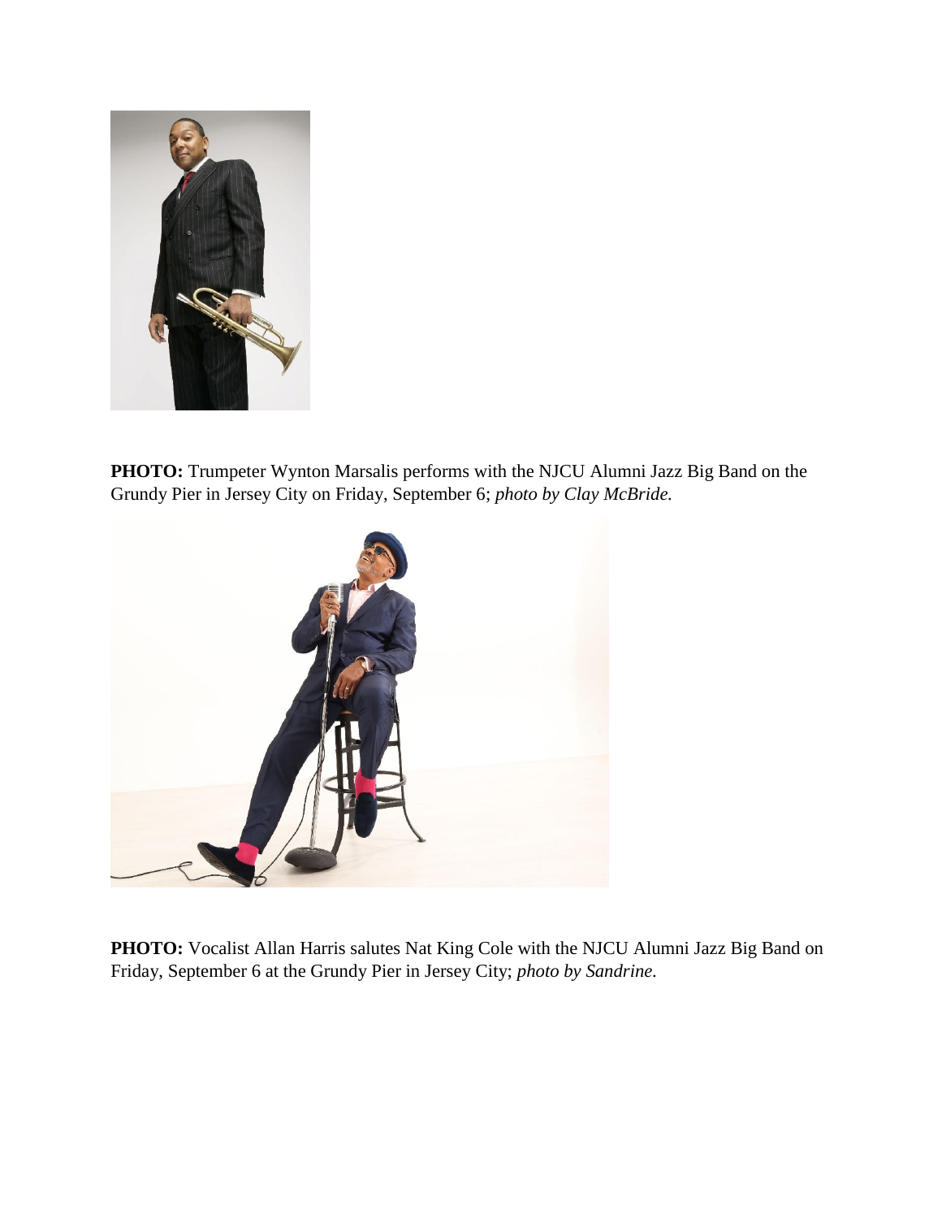**PHOTO:** Trumpeter Wynton Marsalis performs with the NJCU Alumni Jazz Big Band on the Grundy Pier in Jersey City on Friday, September 6; *photo by Clay McBride.*

**PHOTO:** Vocalist Allan Harris salutes Nat King Cole with the NJCU Alumni Jazz Big Band on Friday, September 6 at the Grundy Pier in Jersey City; *photo by Sandrine.*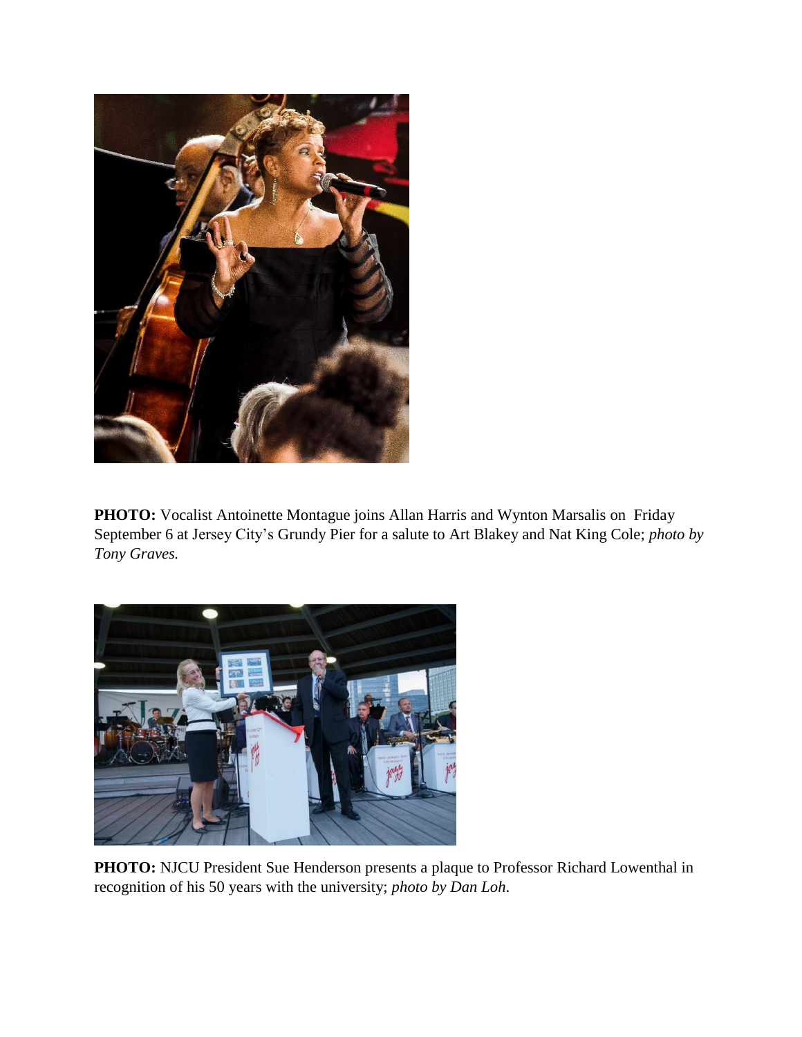**PHOTO:** Vocalist Antoinette Montague joins Allan Harris and Wynton Marsalis on Friday September 6 at Jersey City's Grundy Pier for a salute to Art Blakey and Nat King Cole; *photo by Tony Graves.*

**PHOTO:** NJCU President Sue Henderson presents a plaque to Professor Richard Lowenthal in recognition of his 50 years with the university; *photo by Dan Loh.*